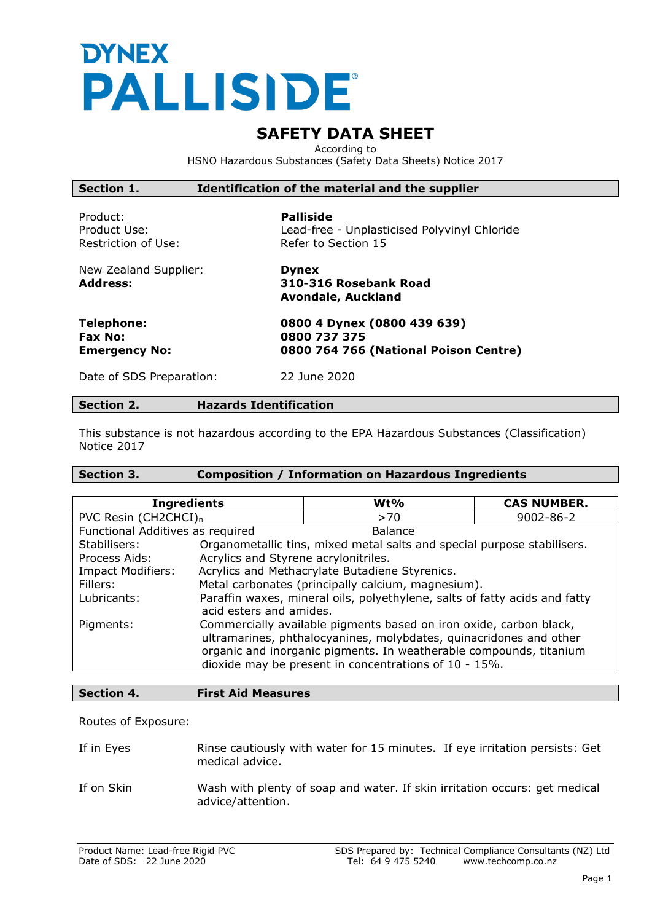# DYNEX PALLISIDE®

## SAFETY DATA SHEET

According to
HSNO Hazardous Substances (Safety Data Sheets) Notice 2017

## Section 1. Identification of the material and the supplier

Product: **Palliside**
Product Use: Lead-free - Unplasticised Polyvinyl Chloride
Restriction of Use: Refer to Section 15

New Zealand Supplier: **Dynex**
**Address:** **310-316 Rosebank Road**
**Avondale, Auckland**

**Telephone:** **0800 4 Dynex (0800 439 639)**
**Fax No:** **0800 737 375**
**Emergency No:** **0800 764 766 (National Poison Centre)**

Date of SDS Preparation: 22 June 2020

## Section 2. Hazards Identification

This substance is not hazardous according to the EPA Hazardous Substances (Classification) Notice 2017

## Section 3. Composition / Information on Hazardous Ingredients

| Ingredients | Wt% | CAS NUMBER. |
|---|---|---|
| PVC Resin $(CH2CHCl)_n$ | >70 | 9002-86-2 |
| Functional Additives as required | Balance | |

Stabilisers: Organometallic tins, mixed metal salts and special purpose stabilisers.
Process Aids: Acrylics and Styrene acrylonitriles.
Impact Modifiers: Acrylics and Methacrylate Butadiene Styrenics.
Fillers: Metal carbonates (principally calcium, magnesium).
Lubricants: Paraffin waxes, mineral oils, polyethylene, salts of fatty acids and fatty acid esters and amides.
Pigments: Commercially available pigments based on iron oxide, carbon black, ultramarines, phthalocyanines, molybdates, quinacridones and other organic and inorganic pigments. In weatherable compounds, titanium dioxide may be present in concentrations of 10 - 15%.

## Section 4. First Aid Measures

Routes of Exposure:

If in Eyes: Rinse cautiously with water for 15 minutes. If eye irritation persists: Get medical advice.

If on Skin: Wash with plenty of soap and water. If skin irritation occurs: get medical advice/attention.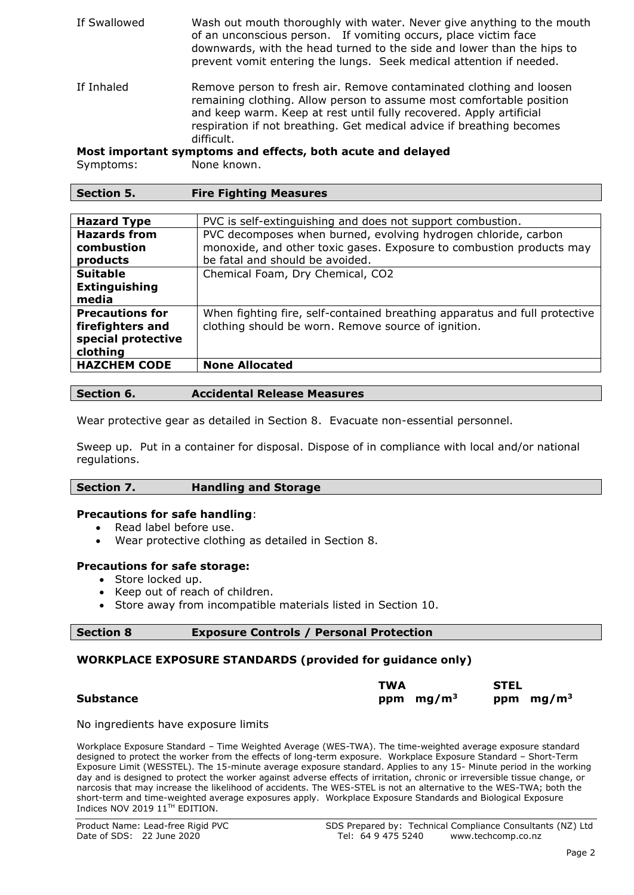If Swallowed — Wash out mouth thoroughly with water. Never give anything to the mouth of an unconscious person. If vomiting occurs, place victim face downwards, with the head turned to the side and lower than the hips to prevent vomit entering the lungs. Seek medical attention if needed.

If Inhaled — Remove person to fresh air. Remove contaminated clothing and loosen remaining clothing. Allow person to assume most comfortable position and keep warm. Keep at rest until fully recovered. Apply artificial respiration if not breathing. Get medical advice if breathing becomes difficult.

**Most important symptoms and effects, both acute and delayed**

Symptoms: None known.

## Section 5. Fire Fighting Measures

| | |
|---|---|
| **Hazard Type** | PVC is self-extinguishing and does not support combustion. |
| **Hazards from combustion products** | PVC decomposes when burned, evolving hydrogen chloride, carbon monoxide, and other toxic gases. Exposure to combustion products may be fatal and should be avoided. |
| **Suitable Extinguishing media** | Chemical Foam, Dry Chemical, $CO_2$ |
| **Precautions for firefighters and special protective clothing** | When fighting fire, self-contained breathing apparatus and full protective clothing should be worn. Remove source of ignition. |
| **HAZCHEM CODE** | **None Allocated** |

## Section 6. Accidental Release Measures

Wear protective gear as detailed in Section 8. Evacuate non-essential personnel.

Sweep up. Put in a container for disposal. Dispose of in compliance with local and/or national regulations.

## Section 7. Handling and Storage

**Precautions for safe handling**:

- Read label before use.
- Wear protective clothing as detailed in Section 8.

**Precautions for safe storage:**

- Store locked up.
- Keep out of reach of children.
- Store away from incompatible materials listed in Section 10.

## Section 8 Exposure Controls / Personal Protection

### WORKPLACE EXPOSURE STANDARDS (provided for guidance only)

| | TWA | | STEL | |
|---|---|---|---|---|
| **Substance** | ppm | $mg/m^3$ | ppm | $mg/m^3$ |

No ingredients have exposure limits

Workplace Exposure Standard – Time Weighted Average (WES-TWA). The time-weighted average exposure standard designed to protect the worker from the effects of long-term exposure. Workplace Exposure Standard – Short-Term Exposure Limit (WESSTEL). The 15-minute average exposure standard. Applies to any 15- Minute period in the working day and is designed to protect the worker against adverse effects of irritation, chronic or irreversible tissue change, or narcosis that may increase the likelihood of accidents. The WES-STEL is not an alternative to the WES-TWA; both the short-term and time-weighted average exposures apply. Workplace Exposure Standards and Biological Exposure Indices NOV 2019 11TH EDITION.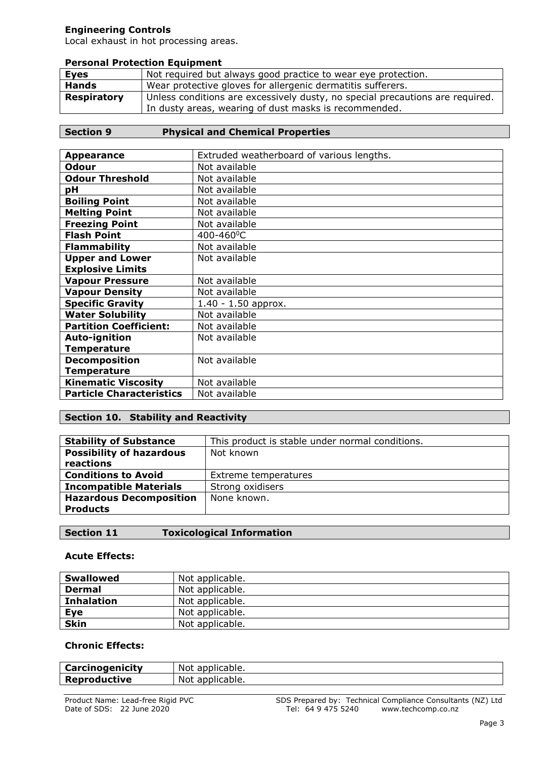### Engineering Controls

Local exhaust in hot processing areas.

### Personal Protection Equipment

| | |
|---|---|
| **Eyes** | Not required but always good practice to wear eye protection. |
| **Hands** | Wear protective gloves for allergenic dermatitis sufferers. |
| **Respiratory** | Unless conditions are excessively dusty, no special precautions are required. In dusty areas, wearing of dust masks is recommended. |

## Section 9 Physical and Chemical Properties

| | |
|---|---|
| **Appearance** | Extruded weatherboard of various lengths. |
| **Odour** | Not available |
| **Odour Threshold** | Not available |
| **pH** | Not available |
| **Boiling Point** | Not available |
| **Melting Point** | Not available |
| **Freezing Point** | Not available |
| **Flash Point** | 400-460$^0$C |
| **Flammability** | Not available |
| **Upper and Lower Explosive Limits** | Not available |
| **Vapour Pressure** | Not available |
| **Vapour Density** | Not available |
| **Specific Gravity** | 1.40 - 1.50 approx. |
| **Water Solubility** | Not available |
| **Partition Coefficient:** | Not available |
| **Auto-ignition Temperature** | Not available |
| **Decomposition Temperature** | Not available |
| **Kinematic Viscosity** | Not available |
| **Particle Characteristics** | Not available |

## Section 10. Stability and Reactivity

| | |
|---|---|
| **Stability of Substance** | This product is stable under normal conditions. |
| **Possibility of hazardous reactions** | Not known |
| **Conditions to Avoid** | Extreme temperatures |
| **Incompatible Materials** | Strong oxidisers |
| **Hazardous Decomposition Products** | None known. |

## Section 11 Toxicological Information

### Acute Effects:

| | |
|---|---|
| **Swallowed** | Not applicable. |
| **Dermal** | Not applicable. |
| **Inhalation** | Not applicable. |
| **Eye** | Not applicable. |
| **Skin** | Not applicable. |

### Chronic Effects:

| | |
|---|---|
| **Carcinogenicity** | Not applicable. |
| **Reproductive** | Not applicable. |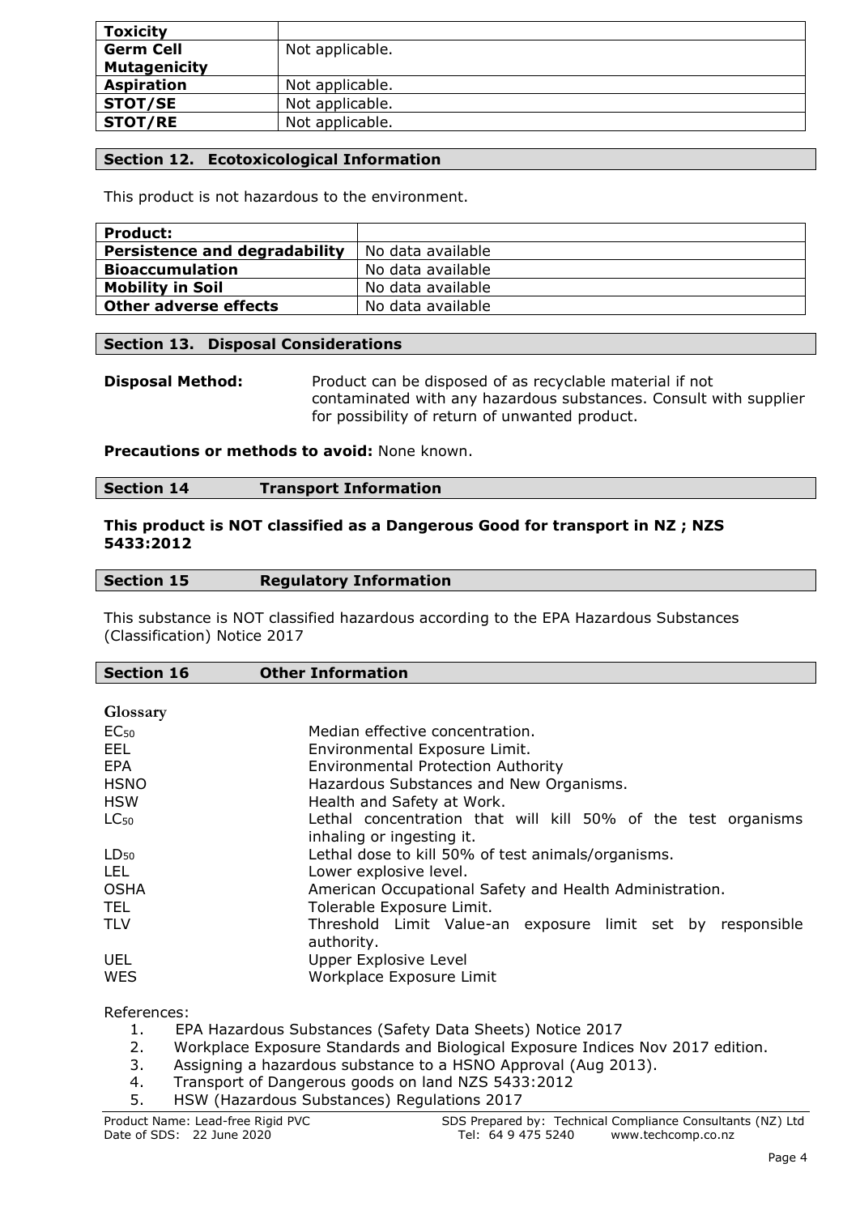| Toxicity | |
|---|---|
| **Germ Cell Mutagenicity** | Not applicable. |
| **Aspiration** | Not applicable. |
| **STOT/SE** | Not applicable. |
| **STOT/RE** | Not applicable. |

## Section 12. Ecotoxicological Information

This product is not hazardous to the environment.

| **Product:** | |
|---|---|
| **Persistence and degradability** | No data available |
| **Bioaccumulation** | No data available |
| **Mobility in Soil** | No data available |
| **Other adverse effects** | No data available |

## Section 13. Disposal Considerations

**Disposal Method:** Product can be disposed of as recyclable material if not contaminated with any hazardous substances. Consult with supplier for possibility of return of unwanted product.

**Precautions or methods to avoid:** None known.

## Section 14 Transport Information

**This product is NOT classified as a Dangerous Good for transport in NZ ; NZS 5433:2012**

## Section 15 Regulatory Information

This substance is NOT classified hazardous according to the EPA Hazardous Substances (Classification) Notice 2017

## Section 16 Other Information

**Glossary**

| | |
|---|---|
| $EC_{50}$ | Median effective concentration. |
| EEL | Environmental Exposure Limit. |
| EPA | Environmental Protection Authority |
| HSNO | Hazardous Substances and New Organisms. |
| HSW | Health and Safety at Work. |
| $LC_{50}$ | Lethal concentration that will kill 50% of the test organisms inhaling or ingesting it. |
| $LD_{50}$ | Lethal dose to kill 50% of test animals/organisms. |
| LEL | Lower explosive level. |
| OSHA | American Occupational Safety and Health Administration. |
| TEL | Tolerable Exposure Limit. |
| TLV | Threshold Limit Value-an exposure limit set by responsible authority. |
| UEL | Upper Explosive Level |
| WES | Workplace Exposure Limit |

References:

1. EPA Hazardous Substances (Safety Data Sheets) Notice 2017
2. Workplace Exposure Standards and Biological Exposure Indices Nov 2017 edition.
3. Assigning a hazardous substance to a HSNO Approval (Aug 2013).
4. Transport of Dangerous goods on land NZS 5433:2012
5. HSW (Hazardous Substances) Regulations 2017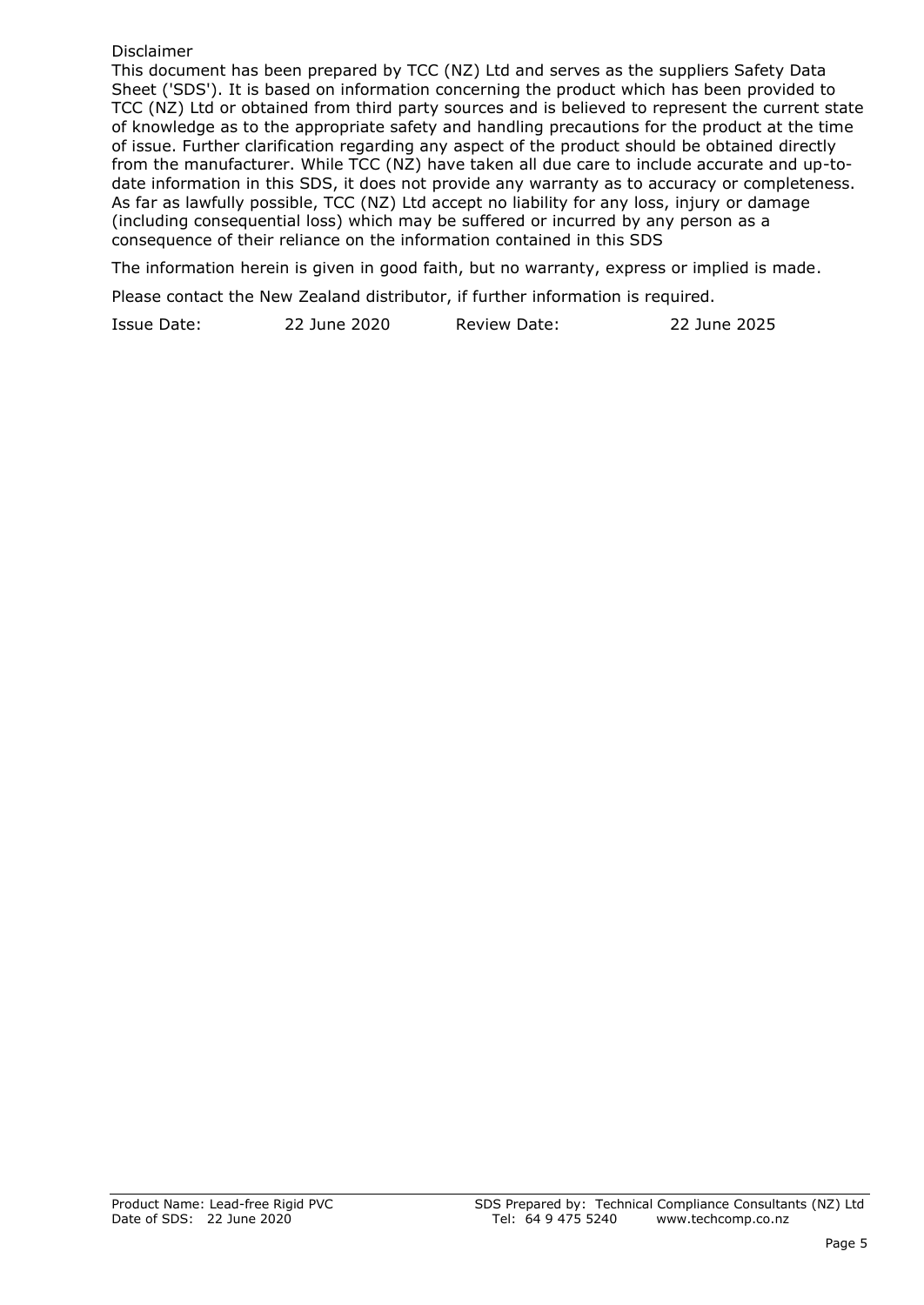Disclaimer

This document has been prepared by TCC (NZ) Ltd and serves as the suppliers Safety Data Sheet ('SDS'). It is based on information concerning the product which has been provided to TCC (NZ) Ltd or obtained from third party sources and is believed to represent the current state of knowledge as to the appropriate safety and handling precautions for the product at the time of issue. Further clarification regarding any aspect of the product should be obtained directly from the manufacturer. While TCC (NZ) have taken all due care to include accurate and up-to-date information in this SDS, it does not provide any warranty as to accuracy or completeness. As far as lawfully possible, TCC (NZ) Ltd accept no liability for any loss, injury or damage (including consequential loss) which may be suffered or incurred by any person as a consequence of their reliance on the information contained in this SDS

The information herein is given in good faith, but no warranty, express or implied is made.

Please contact the New Zealand distributor, if further information is required.

| | | | |
|---|---|---|---|
| Issue Date: | 22 June 2020 | Review Date: | 22 June 2025 |